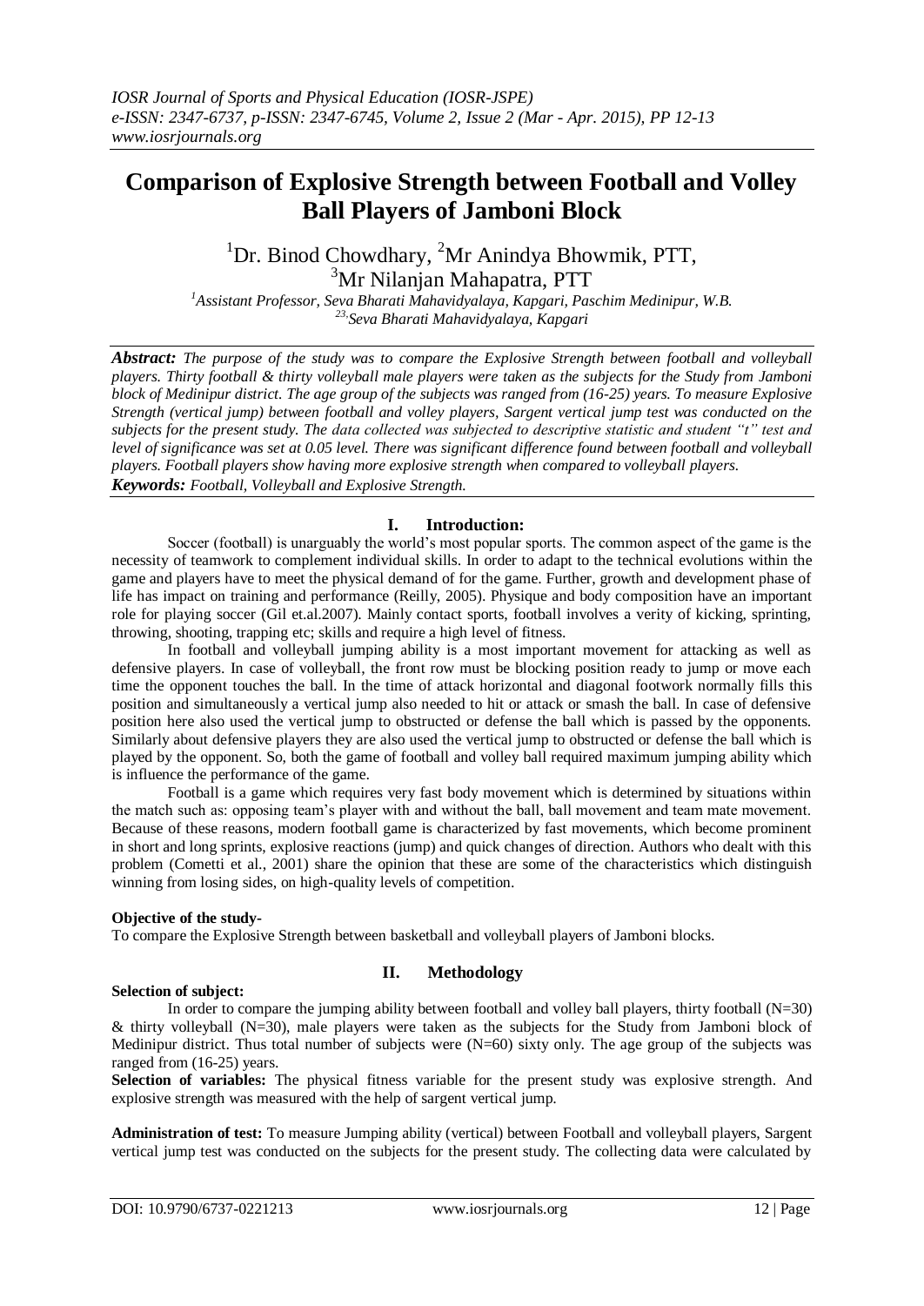# Comparison of Explosive Strength between Football and Volley Ball Players of Jamboni Block

[1]Dr. Binod Chowdhary, [2]Mr Anindya Bhowmik, PTT, [3]Mr Nilanjan Mahapatra, PTT

*[1]Assistant Professor, Seva Bharati Mahavidyalaya, Kapgari, Paschim Medinipur, W.B.*
*[2,3]Seva Bharati Mahavidyalaya, Kapgari*

***Abstract:*** *The purpose of the study was to compare the Explosive Strength between football and volleyball players. Thirty football & thirty volleyball male players were taken as the subjects for the Study from Jamboni block of Medinipur district. The age group of the subjects was ranged from (16-25) years. To measure Explosive Strength (vertical jump) between football and volley players, Sargent vertical jump test was conducted on the subjects for the present study. The data collected was subjected to descriptive statistic and student "t" test and level of significance was set at 0.05 level. There was significant difference found between football and volleyball players. Football players show having more explosive strength when compared to volleyball players.*

***Keywords:*** *Football, Volleyball and Explosive Strength.*

## I. Introduction:

Soccer (football) is unarguably the world's most popular sports. The common aspect of the game is the necessity of teamwork to complement individual skills. In order to adapt to the technical evolutions within the game and players have to meet the physical demand of for the game. Further, growth and development phase of life has impact on training and performance (Reilly, 2005). Physique and body composition have an important role for playing soccer (Gil et.al.2007). Mainly contact sports, football involves a verity of kicking, sprinting, throwing, shooting, trapping etc; skills and require a high level of fitness.

In football and volleyball jumping ability is a most important movement for attacking as well as defensive players. In case of volleyball, the front row must be blocking position ready to jump or move each time the opponent touches the ball. In the time of attack horizontal and diagonal footwork normally fills this position and simultaneously a vertical jump also needed to hit or attack or smash the ball. In case of defensive position here also used the vertical jump to obstructed or defense the ball which is passed by the opponents. Similarly about defensive players they are also used the vertical jump to obstructed or defense the ball which is played by the opponent. So, both the game of football and volley ball required maximum jumping ability which is influence the performance of the game.

Football is a game which requires very fast body movement which is determined by situations within the match such as: opposing team's player with and without the ball, ball movement and team mate movement. Because of these reasons, modern football game is characterized by fast movements, which become prominent in short and long sprints, explosive reactions (jump) and quick changes of direction. Authors who dealt with this problem (Cometti et al., 2001) share the opinion that these are some of the characteristics which distinguish winning from losing sides, on high-quality levels of competition.

**Objective of the study-**

To compare the Explosive Strength between basketball and volleyball players of Jamboni blocks.

## II. Methodology

**Selection of subject:**

In order to compare the jumping ability between football and volley ball players, thirty football (N=30) & thirty volleyball (N=30), male players were taken as the subjects for the Study from Jamboni block of Medinipur district. Thus total number of subjects were (N=60) sixty only. The age group of the subjects was ranged from (16-25) years.

**Selection of variables:** The physical fitness variable for the present study was explosive strength. And explosive strength was measured with the help of sargent vertical jump.

**Administration of test:** To measure Jumping ability (vertical) between Football and volleyball players, Sargent vertical jump test was conducted on the subjects for the present study. The collecting data were calculated by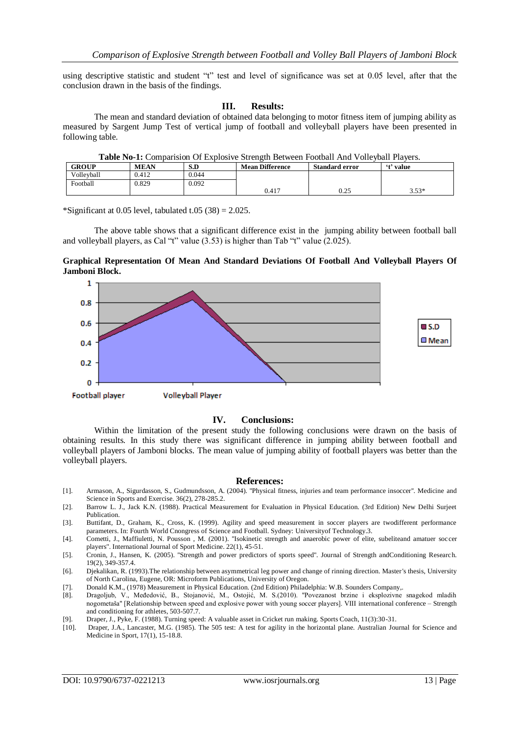using descriptive statistic and student "t" test and level of significance was set at 0.05 level, after that the conclusion drawn in the basis of the findings.

## III. Results:

The mean and standard deviation of obtained data belonging to motor fitness item of jumping ability as measured by Sargent Jump Test of vertical jump of football and volleyball players have been presented in following table.

**Table No-1:** Comparision Of Explosive Strength Between Football And Volleyball Players.

| GROUP | MEAN | S.D | Mean Difference | Standard error | 't' value |
|---|---|---|---|---|---|
| Volleyball | 0.412 | 0.044 | | | |
| Football | 0.829 | 0.092 | 0.417 | 0.25 | 3.53* |

*Significant at 0.05 level, tabulated t.05 (38) = 2.025.

The above table shows that a significant difference exist in the jumping ability between football ball and volleyball players, as Cal "t" value (3.53) is higher than Tab "t" value (2.025).

**Graphical Representation Of Mean And Standard Deviations Of Football And Volleyball Players Of Jamboni Block.**

1
0.8
0.6
0.4
0.2
0

Football player
Volleyball Player

S.D
Mean

## IV. Conclusions:

Within the limitation of the present study the following conclusions were drawn on the basis of obtaining results. In this study there was significant difference in jumping ability between football and volleyball players of Jamboni blocks. The mean value of jumping ability of football players was better than the volleyball players.

## References:

[1]. Armason, A., Sigurdasson, S., Gudmundsson, A. (2004). "Physical fitness, injuries and team performance insoccer". Medicine and Science in Sports and Exercise. 36(2), 278-285.2.

[2]. Barrow L. J., Jack K.N. (1988). Practical Measurement for Evaluation in Physical Education. (3rd Edition) New Delhi Surjeet Publication.

[3]. Buttifant, D., Graham, K., Cross, K. (1999). Agility and speed measurement in soccer players are twodifferent performance parameters. In: Fourth World Cnongress of Science and Football. Sydney: Universityof Technology.3.

[4]. Cometti, J., Maffiuletti, N. Pousson , M. (2001). "Isokinetic strength and anaerobic power of elite, subeliteand amatuer soccer players". International Journal of Sport Medicine. 22(1), 45-51.

[5]. Cronin, J., Hansen, K. (2005). "Strength and power predictors of sports speed". Journal of Strength andConditioning Research. 19(2), 349-357.4.

[6]. Djekalikan, R. (1993).The relationship between asymmetrical leg power and change of rinning direction. Master's thesis, University of North Carolina, Eugene, OR: Microform Publications, University of Oregon.

[7]. Donald K.M., (1978) Measurement in Physical Education. (2nd Edition) Philadelphia: W.B. Sounders Company,.

[8]. Dragoljub, V., Međedović, B., Stojanović, M., Ostojić, M. S.(2010). "Povezanost brzine i eksplozivne snagekod mladih nogometaša" [Relationship between speed and explosive power with young soccer players]. VIII international conference – Strength and conditioning for athletes, 503-507.7.

[9]. Draper, J., Pyke, F. (1988). Turning speed: A valuable asset in Cricket run making. Sports Coach, 11(3):30-31.

[10]. Draper, J.A., Lancaster, M.G. (1985). The 505 test: A test for agility in the horizontal plane. Australian Journal for Science and Medicine in Sport, 17(1), 15-18.8.